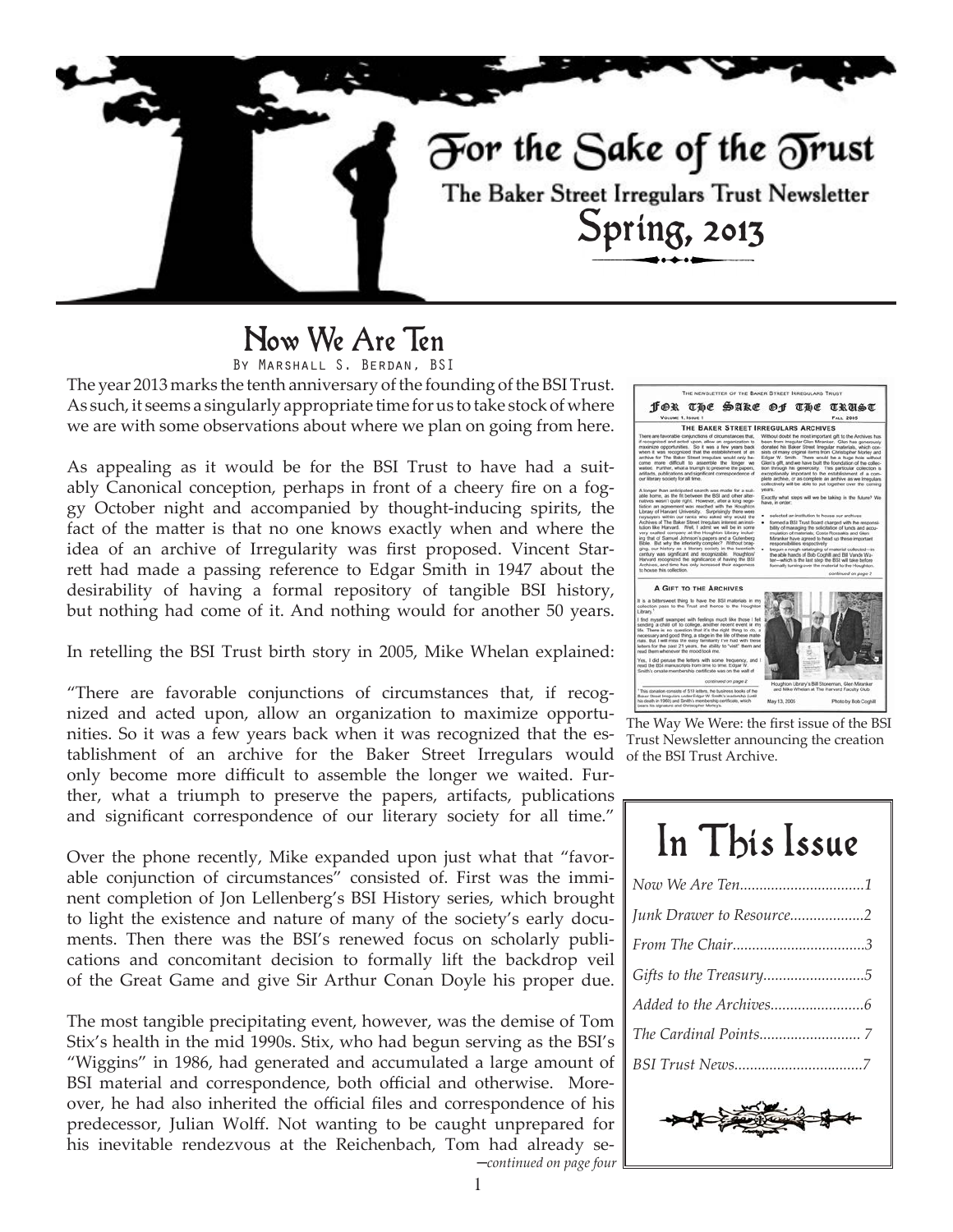# For the Sake of the Trust

The Baker Street Irregulars Trust Newsletter

Spring, 2013

## Now We Are Ten

By Marshall S. Berdan, BSI

The year 2013 marks the tenth anniversary of the founding of the BSI Trust. As such, it seems a singularly appropriate time for us to take stock of where we are with some observations about where we plan on going from here.

As appealing as it would be for the BSI Trust to have had a suitably Canonical conception, perhaps in front of a cheery fire on a foggy October night and accompanied by thought-inducing spirits, the fact of the matter is that no one knows exactly when and where the idea of an archive of Irregularity was first proposed. Vincent Starrett had made a passing reference to Edgar Smith in 1947 about the desirability of having a formal repository of tangible BSI history, but nothing had come of it. And nothing would for another 50 years.

In retelling the BSI Trust birth story in 2005, Mike Whelan explained:

"There are favorable conjunctions of circumstances that, if recognized and acted upon, allow an organization to maximize opportunities. So it was a few years back when it was recognized that the establishment of an archive for the Baker Street Irregulars would only become more difficult to assemble the longer we waited. Further, what a triumph to preserve the papers, artifacts, publications and significant correspondence of our literary society for all time."

Over the phone recently, Mike expanded upon just what that "favorable conjunction of circumstances" consisted of. First was the imminent completion of Jon Lellenberg's BSI History series, which brought to light the existence and nature of many of the society's early documents. Then there was the BSI's renewed focus on scholarly publications and concomitant decision to formally lift the backdrop veil of the Great Game and give Sir Arthur Conan Doyle his proper due.

The most tangible precipitating event, however, was the demise of Tom Stix's health in the mid 1990s. Stix, who had begun serving as the BSI's "Wiggins" in 1986, had generated and accumulated a large amount of BSI material and correspondence, both official and otherwise. Moreover, he had also inherited the official files and correspondence of his predecessor, Julian Wolff. Not wanting to be caught unprepared for his inevitable rendezvous at the Reichenbach, Tom had already se-

*—continued on page four*

The Way We Were: the first issue of the BSI Trust Newsletter announcing the creation of the BSI Trust Archive.

## In This Issue

- *Now We Are Ten*.................................1
- *Junk Drawer to Resource*...................2
- *From The Chair*..................................3
- *Gifts to the Treasury*..........................5
- *Added to the Archives*........................6
- *The Cardinal Points*.......................... 7
- *BSI Trust News*.................................7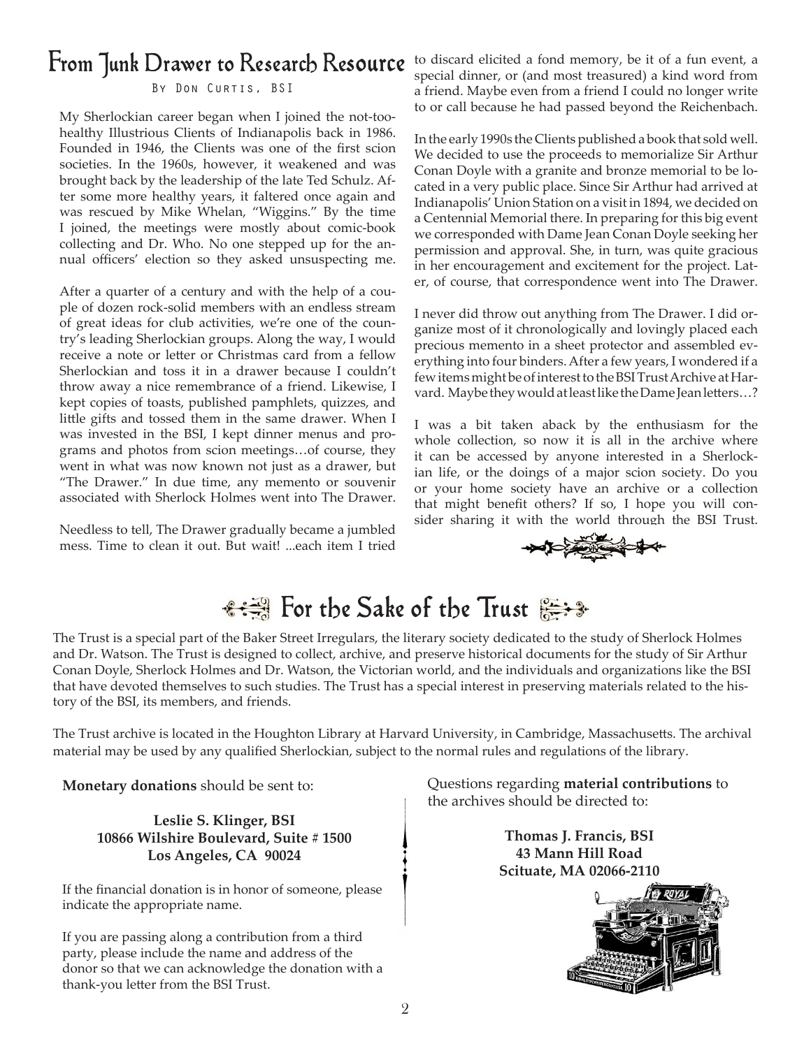## From Junk Drawer to Research Resource

By Don Curtis, BSI

My Sherlockian career began when I joined the not-too-healthy Illustrious Clients of Indianapolis back in 1986. Founded in 1946, the Clients was one of the first scion societies. In the 1960s, however, it weakened and was brought back by the leadership of the late Ted Schulz. After some more healthy years, it faltered once again and was rescued by Mike Whelan, "Wiggins." By the time I joined, the meetings were mostly about comic-book collecting and Dr. Who. No one stepped up for the annual officers' election so they asked unsuspecting me.

After a quarter of a century and with the help of a couple of dozen rock-solid members with an endless stream of great ideas for club activities, we're one of the country's leading Sherlockian groups. Along the way, I would receive a note or letter or Christmas card from a fellow Sherlockian and toss it in a drawer because I couldn't throw away a nice remembrance of a friend. Likewise, I kept copies of toasts, published pamphlets, quizzes, and little gifts and tossed them in the same drawer. When I was invested in the BSI, I kept dinner menus and programs and photos from scion meetings…of course, they went in what was now known not just as a drawer, but "The Drawer." In due time, any memento or souvenir associated with Sherlock Holmes went into The Drawer.

Needless to tell, The Drawer gradually became a jumbled mess. Time to clean it out. But wait! ...each item I tried to discard elicited a fond memory, be it of a fun event, a special dinner, or (and most treasured) a kind word from a friend. Maybe even from a friend I could no longer write to or call because he had passed beyond the Reichenbach.

In the early 1990s the Clients published a book that sold well. We decided to use the proceeds to memorialize Sir Arthur Conan Doyle with a granite and bronze memorial to be located in a very public place. Since Sir Arthur had arrived at Indianapolis' Union Station on a visit in 1894, we decided on a Centennial Memorial there. In preparing for this big event we corresponded with Dame Jean Conan Doyle seeking her permission and approval. She, in turn, was quite gracious in her encouragement and excitement for the project. Later, of course, that correspondence went into The Drawer.

I never did throw out anything from The Drawer. I did organize most of it chronologically and lovingly placed each precious memento in a sheet protector and assembled everything into four binders. After a few years, I wondered if a few items might be of interest to the BSI Trust Archive at Harvard. Maybe they would at least like the Dame Jean letters…?

I was a bit taken aback by the enthusiasm for the whole collection, so now it is all in the archive where it can be accessed by anyone interested in a Sherlockian life, or the doings of a major scion society. Do you or your home society have an archive or a collection that might benefit others? If so, I hope you will consider sharing it with the world through the BSI Trust.

## For the Sake of the Trust

The Trust is a special part of the Baker Street Irregulars, the literary society dedicated to the study of Sherlock Holmes and Dr. Watson. The Trust is designed to collect, archive, and preserve historical documents for the study of Sir Arthur Conan Doyle, Sherlock Holmes and Dr. Watson, the Victorian world, and the individuals and organizations like the BSI that have devoted themselves to such studies. The Trust has a special interest in preserving materials related to the history of the BSI, its members, and friends.

The Trust archive is located in the Houghton Library at Harvard University, in Cambridge, Massachusetts. The archival material may be used by any qualified Sherlockian, subject to the normal rules and regulations of the library.

**Monetary donations** should be sent to:

**Leslie S. Klinger, BSI**
**10866 Wilshire Boulevard, Suite # 1500**
**Los Angeles, CA 90024**

If the financial donation is in honor of someone, please indicate the appropriate name.

If you are passing along a contribution from a third party, please include the name and address of the donor so that we can acknowledge the donation with a thank-you letter from the BSI Trust.

Questions regarding **material contributions** to the archives should be directed to:

**Thomas J. Francis, BSI**
**43 Mann Hill Road**
**Scituate, MA 02066-2110**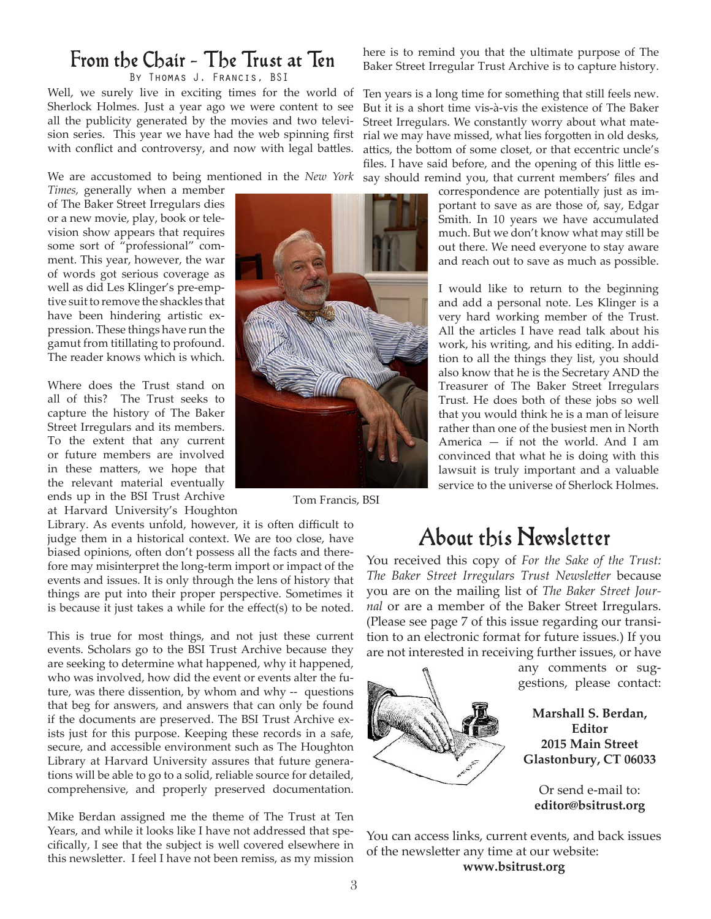## From the Chair - The Trust at Ten

By Thomas J. Francis, BSI

Well, we surely live in exciting times for the world of Sherlock Holmes. Just a year ago we were content to see all the publicity generated by the movies and two television series. This year we have had the web spinning first with conflict and controversy, and now with legal battles.

We are accustomed to being mentioned in the *New York Times,* generally when a member of The Baker Street Irregulars dies or a new movie, play, book or television show appears that requires some sort of "professional" comment. This year, however, the war of words got serious coverage as well as did Les Klinger's pre-emptive suit to remove the shackles that have been hindering artistic expression. These things have run the gamut from titillating to profound. The reader knows which is which.

Where does the Trust stand on all of this? The Trust seeks to capture the history of The Baker Street Irregulars and its members. To the extent that any current or future members are involved in these matters, we hope that the relevant material eventually ends up in the BSI Trust Archive at Harvard University's Houghton Library. As events unfold, however, it is often difficult to judge them in a historical context. We are too close, have biased opinions, often don't possess all the facts and therefore may misinterpret the long-term import or impact of the events and issues. It is only through the lens of history that things are put into their proper perspective. Sometimes it is because it just takes a while for the effect(s) to be noted.

Tom Francis, BSI

This is true for most things, and not just these current events. Scholars go to the BSI Trust Archive because they are seeking to determine what happened, why it happened, who was involved, how did the event or events alter the future, was there dissention, by whom and why -- questions that beg for answers, and answers that can only be found if the documents are preserved. The BSI Trust Archive exists just for this purpose. Keeping these records in a safe, secure, and accessible environment such as The Houghton Library at Harvard University assures that future generations will be able to go to a solid, reliable source for detailed, comprehensive, and properly preserved documentation.

Mike Berdan assigned me the theme of The Trust at Ten Years, and while it looks like I have not addressed that specifically, I see that the subject is well covered elsewhere in this newsletter. I feel I have not been remiss, as my mission here is to remind you that the ultimate purpose of The Baker Street Irregular Trust Archive is to capture history.

Ten years is a long time for something that still feels new. But it is a short time vis-à-vis the existence of The Baker Street Irregulars. We constantly worry about what material we may have missed, what lies forgotten in old desks, attics, the bottom of some closet, or that eccentric uncle's files. I have said before, and the opening of this little essay should remind you, that current members' files and correspondence are potentially just as important to save as are those of, say, Edgar Smith. In 10 years we have accumulated much. But we don't know what may still be out there. We need everyone to stay aware and reach out to save as much as possible.

I would like to return to the beginning and add a personal note. Les Klinger is a very hard working member of the Trust. All the articles I have read talk about his work, his writing, and his editing. In addition to all the things they list, you should also know that he is the Secretary AND the Treasurer of The Baker Street Irregulars Trust. He does both of these jobs so well that you would think he is a man of leisure rather than one of the busiest men in North America — if not the world. And I am convinced that what he is doing with this lawsuit is truly important and a valuable service to the universe of Sherlock Holmes.

## About this Newsletter

You received this copy of *For the Sake of the Trust: The Baker Street Irregulars Trust Newsletter* because you are on the mailing list of *The Baker Street Journal* or are a member of the Baker Street Irregulars. (Please see page 7 of this issue regarding our transition to an electronic format for future issues.) If you are not interested in receiving further issues, or have any comments or suggestions, please contact:

**Marshall S. Berdan,**
**Editor**
**2015 Main Street**
**Glastonbury, CT 06033**

Or send e-mail to:
**editor@bsitrust.org**

You can access links, current events, and back issues of the newsletter any time at our website:
**www.bsitrust.org**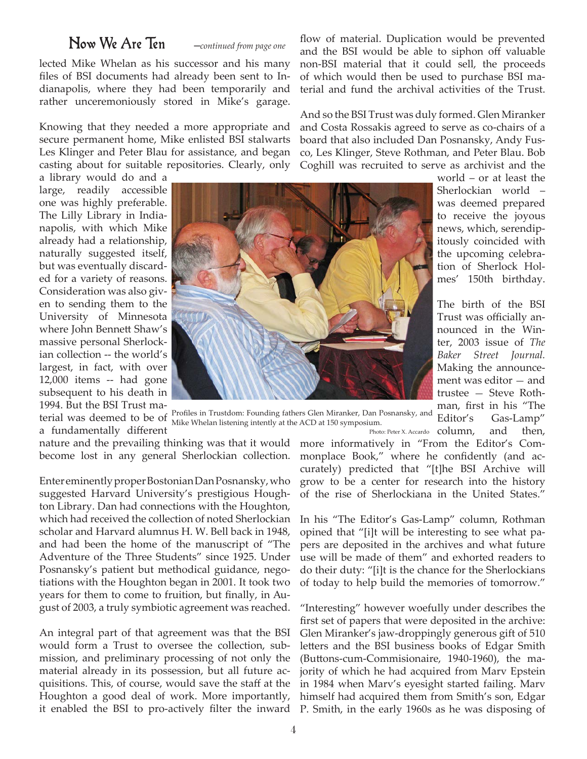## Now We Are Ten

*—continued from page one*

lected Mike Whelan as his successor and his many files of BSI documents had already been sent to Indianapolis, where they had been temporarily and rather unceremoniously stored in Mike's garage.

Knowing that they needed a more appropriate and secure permanent home, Mike enlisted BSI stalwarts Les Klinger and Peter Blau for assistance, and began casting about for suitable repositories. Clearly, only a library would do and a large, readily accessible one was highly preferable. The Lilly Library in Indianapolis, with which Mike already had a relationship, naturally suggested itself, but was eventually discarded for a variety of reasons. Consideration was also given to sending them to the University of Minnesota where John Bennett Shaw's massive personal Sherlockian collection -- the world's largest, in fact, with over 12,000 items -- had gone subsequent to his death in 1994. But the BSI Trust material was deemed to be of a fundamentally different nature and the prevailing thinking was that it would become lost in any general Sherlockian collection.

Profiles in Trustdom: Founding fathers Glen Miranker, Dan Posnansky, and Mike Whelan listening intently at the ACD at 150 symposium.

Photo: Peter X. Accardo

Enter eminently proper Bostonian Dan Posnansky, who suggested Harvard University's prestigious Houghton Library. Dan had connections with the Houghton, which had received the collection of noted Sherlockian scholar and Harvard alumnus H. W. Bell back in 1948, and had been the home of the manuscript of "The Adventure of the Three Students" since 1925. Under Posnansky's patient but methodical guidance, negotiations with the Houghton began in 2001. It took two years for them to come to fruition, but finally, in August of 2003, a truly symbiotic agreement was reached.

An integral part of that agreement was that the BSI would form a Trust to oversee the collection, submission, and preliminary processing of not only the material already in its possession, but all future acquisitions. This, of course, would save the staff at the Houghton a good deal of work. More importantly, it enabled the BSI to pro-actively filter the inward flow of material. Duplication would be prevented and the BSI would be able to siphon off valuable non-BSI material that it could sell, the proceeds of which would then be used to purchase BSI material and fund the archival activities of the Trust.

And so the BSI Trust was duly formed. Glen Miranker and Costa Rossakis agreed to serve as co-chairs of a board that also included Dan Posnansky, Andy Fusco, Les Klinger, Steve Rothman, and Peter Blau. Bob Coghill was recruited to serve as archivist and the world – or at least the Sherlockian world – was deemed prepared to receive the joyous news, which, serendipitously coincided with the upcoming celebration of Sherlock Holmes' 150th birthday.

The birth of the BSI Trust was officially announced in the Winter, 2003 issue of *The Baker Street Journal.* Making the announcement was editor — and trustee — Steve Rothman, first in his "The Editor's Gas-Lamp" column, and then, more informatively in "From the Editor's Commonplace Book," where he confidently (and accurately) predicted that "[t]he BSI Archive will grow to be a center for research into the history of the rise of Sherlockiana in the United States."

In his "The Editor's Gas-Lamp" column, Rothman opined that "[i]t will be interesting to see what papers are deposited in the archives and what future use will be made of them" and exhorted readers to do their duty: "[i]t is the chance for the Sherlockians of today to help build the memories of tomorrow."

"Interesting" however woefully under describes the first set of papers that were deposited in the archive: Glen Miranker's jaw-droppingly generous gift of 510 letters and the BSI business books of Edgar Smith (Buttons-cum-Commisionaire, 1940-1960), the majority of which he had acquired from Marv Epstein in 1984 when Marv's eyesight started failing. Marv himself had acquired them from Smith's son, Edgar P. Smith, in the early 1960s as he was disposing of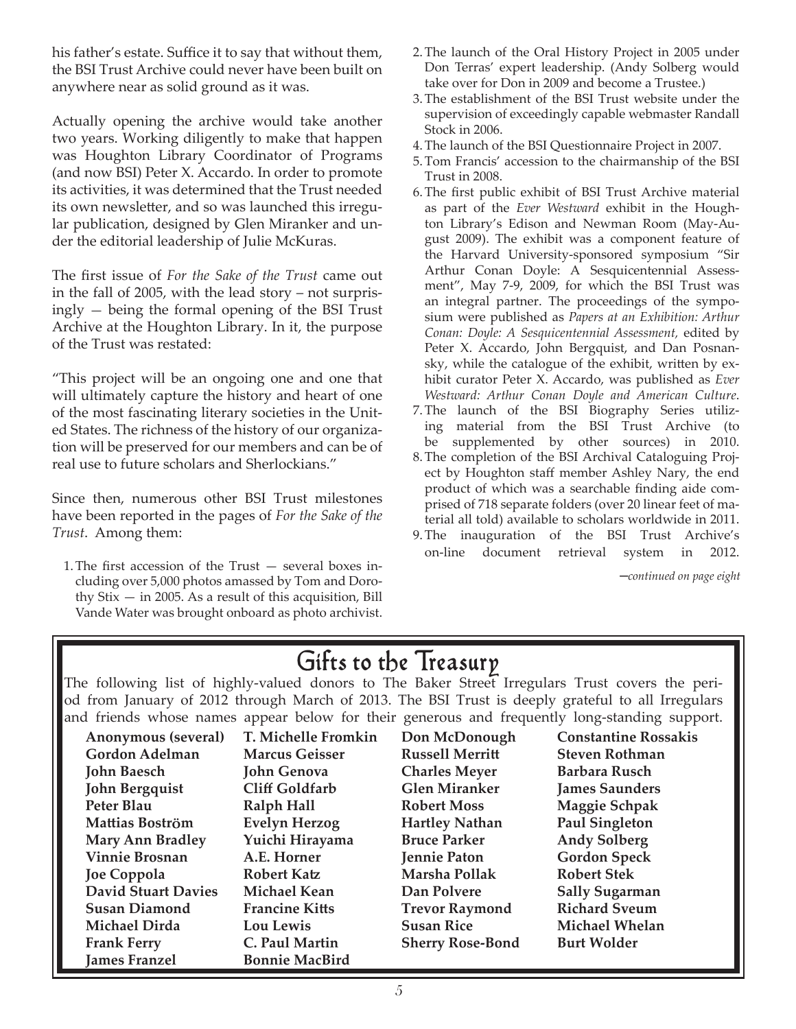his father's estate. Suffice it to say that without them, the BSI Trust Archive could never have been built on anywhere near as solid ground as it was.

Actually opening the archive would take another two years. Working diligently to make that happen was Houghton Library Coordinator of Programs (and now BSI) Peter X. Accardo. In order to promote its activities, it was determined that the Trust needed its own newsletter, and so was launched this irregular publication, designed by Glen Miranker and under the editorial leadership of Julie McKuras.

The first issue of *For the Sake of the Trust* came out in the fall of 2005, with the lead story – not surprisingly — being the formal opening of the BSI Trust Archive at the Houghton Library. In it, the purpose of the Trust was restated:

"This project will be an ongoing one and one that will ultimately capture the history and heart of one of the most fascinating literary societies in the United States. The richness of the history of our organization will be preserved for our members and can be of real use to future scholars and Sherlockians."

Since then, numerous other BSI Trust milestones have been reported in the pages of *For the Sake of the Trust*. Among them:

1. The first accession of the Trust — several boxes including over 5,000 photos amassed by Tom and Dorothy Stix — in 2005. As a result of this acquisition, Bill Vande Water was brought onboard as photo archivist.
2. The launch of the Oral History Project in 2005 under Don Terras' expert leadership. (Andy Solberg would take over for Don in 2009 and become a Trustee.)
3. The establishment of the BSI Trust website under the supervision of exceedingly capable webmaster Randall Stock in 2006.
4. The launch of the BSI Questionnaire Project in 2007.
5. Tom Francis' accession to the chairmanship of the BSI Trust in 2008.
6. The first public exhibit of BSI Trust Archive material as part of the *Ever Westward* exhibit in the Houghton Library's Edison and Newman Room (May-August 2009). The exhibit was a component feature of the Harvard University-sponsored symposium "Sir Arthur Conan Doyle: A Sesquicentennial Assessment", May 7-9, 2009, for which the BSI Trust was an integral partner. The proceedings of the symposium were published as *Papers at an Exhibition: Arthur Conan: Doyle: A Sesquicentennial Assessment*, edited by Peter X. Accardo, John Bergquist, and Dan Posnansky, while the catalogue of the exhibit, written by exhibit curator Peter X. Accardo, was published as *Ever Westward: Arthur Conan Doyle and American Culture*.
7. The launch of the BSI Biography Series utilizing material from the BSI Trust Archive (to be supplemented by other sources) in 2010.
8. The completion of the BSI Archival Cataloguing Project by Houghton staff member Ashley Nary, the end product of which was a searchable finding aide comprised of 718 separate folders (over 20 linear feet of material all told) available to scholars worldwide in 2011.
9. The inauguration of the BSI Trust Archive's on-line document retrieval system in 2012.

*—continued on page eight*

## Gifts to the Treasury

The following list of highly-valued donors to The Baker Street Irregulars Trust covers the period from January of 2012 through March of 2013. The BSI Trust is deeply grateful to all Irregulars and friends whose names appear below for their generous and frequently long-standing support.

**Anonymous (several)**
**Gordon Adelman**
**John Baesch**
**John Bergquist**
**Peter Blau**
**Mattias Boström**
**Mary Ann Bradley**
**Vinnie Brosnan**
**Joe Coppola**
**David Stuart Davies**
**Susan Diamond**
**Michael Dirda**
**Frank Ferry**
**James Franzel**
**T. Michelle Fromkin**
**Marcus Geisser**
**John Genova**
**Cliff Goldfarb**
**Ralph Hall**
**Evelyn Herzog**
**Yuichi Hirayama**
**A.E. Horner**
**Robert Katz**
**Michael Kean**
**Francine Kitts**
**Lou Lewis**
**C. Paul Martin**
**Bonnie MacBird**
**Don McDonough**
**Russell Merritt**
**Charles Meyer**
**Glen Miranker**
**Robert Moss**
**Hartley Nathan**
**Bruce Parker**
**Jennie Paton**
**Marsha Pollak**
**Dan Polvere**
**Trevor Raymond**
**Susan Rice**
**Sherry Rose-Bond**
**Constantine Rossakis**
**Steven Rothman**
**Barbara Rusch**
**James Saunders**
**Maggie Schpak**
**Paul Singleton**
**Andy Solberg**
**Gordon Speck**
**Robert Stek**
**Sally Sugarman**
**Richard Sveum**
**Michael Whelan**
**Burt Wolder**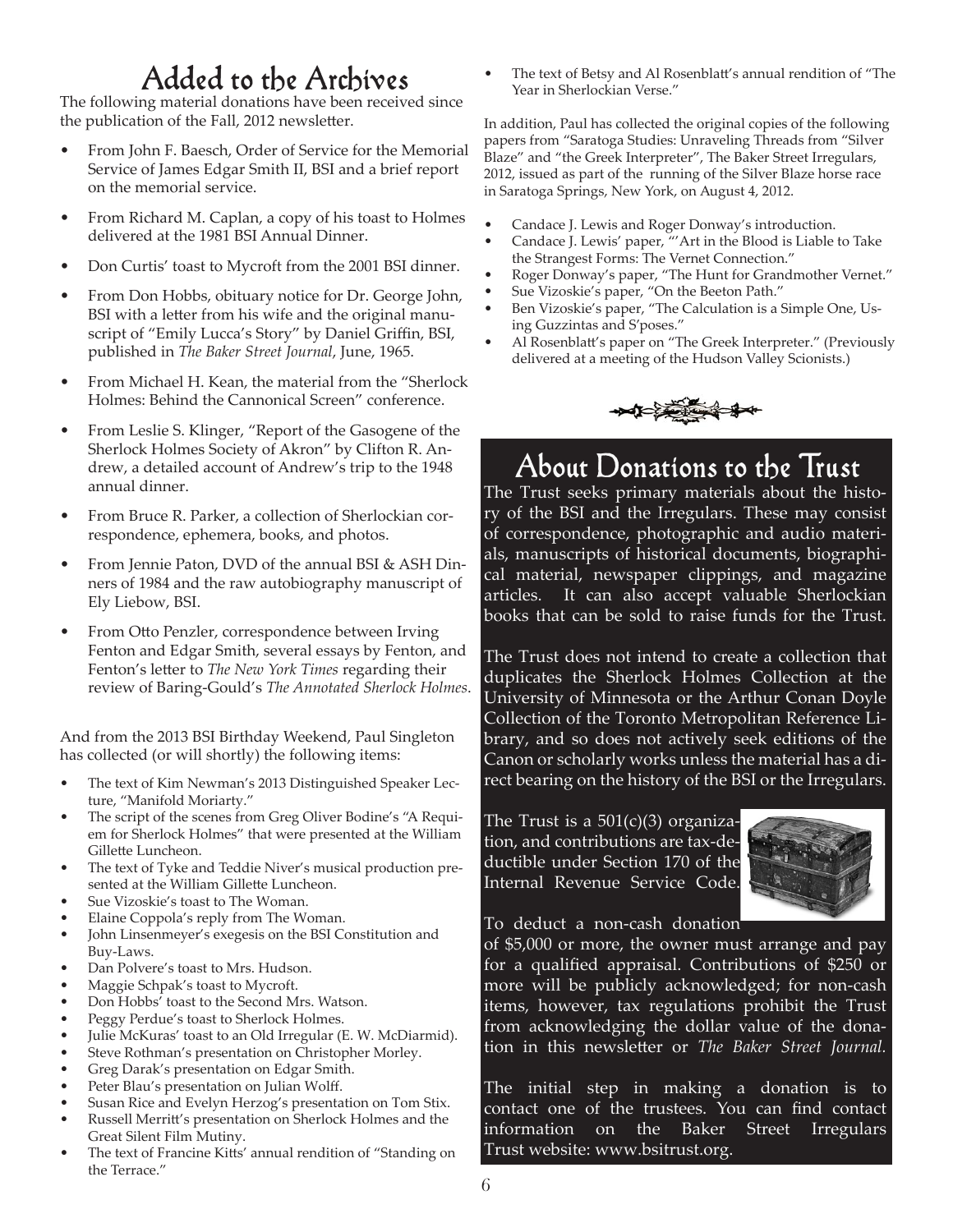# Added to the Archives

The following material donations have been received since the publication of the Fall, 2012 newsletter.

- From John F. Baesch, Order of Service for the Memorial Service of James Edgar Smith II, BSI and a brief report on the memorial service.
- From Richard M. Caplan, a copy of his toast to Holmes delivered at the 1981 BSI Annual Dinner.
- Don Curtis' toast to Mycroft from the 2001 BSI dinner.
- From Don Hobbs, obituary notice for Dr. George John, BSI with a letter from his wife and the original manuscript of "Emily Lucca's Story" by Daniel Griffin, BSI, published in *The Baker Street Journal*, June, 1965.
- From Michael H. Kean, the material from the "Sherlock Holmes: Behind the Cannonical Screen" conference.
- From Leslie S. Klinger, "Report of the Gasogene of the Sherlock Holmes Society of Akron" by Clifton R. Andrew, a detailed account of Andrew's trip to the 1948 annual dinner.
- From Bruce R. Parker, a collection of Sherlockian correspondence, ephemera, books, and photos.
- From Jennie Paton, DVD of the annual BSI & ASH Dinners of 1984 and the raw autobiography manuscript of Ely Liebow, BSI.
- From Otto Penzler, correspondence between Irving Fenton and Edgar Smith, several essays by Fenton, and Fenton's letter to *The New York Times* regarding their review of Baring-Gould's *The Annotated Sherlock Holmes*.

And from the 2013 BSI Birthday Weekend, Paul Singleton has collected (or will shortly) the following items:

- The text of Kim Newman's 2013 Distinguished Speaker Lecture, "Manifold Moriarty."
- The script of the scenes from Greg Oliver Bodine's "A Requiem for Sherlock Holmes" that were presented at the William Gillette Luncheon.
- The text of Tyke and Teddie Niver's musical production presented at the William Gillette Luncheon.
- Sue Vizoskie's toast to The Woman.
- Elaine Coppola's reply from The Woman.
- John Linsenmeyer's exegesis on the BSI Constitution and Buy-Laws.
- Dan Polvere's toast to Mrs. Hudson.
- Maggie Schpak's toast to Mycroft.
- Don Hobbs' toast to the Second Mrs. Watson.
- Peggy Perdue's toast to Sherlock Holmes.
- Julie McKuras' toast to an Old Irregular (E. W. McDiarmid).
- Steve Rothman's presentation on Christopher Morley.
- Greg Darak's presentation on Edgar Smith.
- Peter Blau's presentation on Julian Wolff.
- Susan Rice and Evelyn Herzog's presentation on Tom Stix.
- Russell Merritt's presentation on Sherlock Holmes and the Great Silent Film Mutiny.
- The text of Francine Kitts' annual rendition of "Standing on the Terrace."
- The text of Betsy and Al Rosenblatt's annual rendition of "The Year in Sherlockian Verse."

In addition, Paul has collected the original copies of the following papers from "Saratoga Studies: Unraveling Threads from "Silver Blaze" and "the Greek Interpreter", The Baker Street Irregulars, 2012, issued as part of the running of the Silver Blaze horse race in Saratoga Springs, New York, on August 4, 2012.

- Candace J. Lewis and Roger Donway's introduction.
- Candace J. Lewis' paper, "'Art in the Blood is Liable to Take the Strangest Forms: The Vernet Connection."
- Roger Donway's paper, "The Hunt for Grandmother Vernet."
- Sue Vizoskie's paper, "On the Beeton Path."
- Ben Vizoskie's paper, "The Calculation is a Simple One, Using Guzzintas and S'poses."
- Al Rosenblatt's paper on "The Greek Interpreter." (Previously delivered at a meeting of the Hudson Valley Scionists.)

# About Donations to the Trust

The Trust seeks primary materials about the history of the BSI and the Irregulars. These may consist of correspondence, photographic and audio materials, manuscripts of historical documents, biographical material, newspaper clippings, and magazine articles. It can also accept valuable Sherlockian books that can be sold to raise funds for the Trust.

The Trust does not intend to create a collection that duplicates the Sherlock Holmes Collection at the University of Minnesota or the Arthur Conan Doyle Collection of the Toronto Metropolitan Reference Library, and so does not actively seek editions of the Canon or scholarly works unless the material has a direct bearing on the history of the BSI or the Irregulars.

The Trust is a 501(c)(3) organization, and contributions are tax-deductible under Section 170 of the Internal Revenue Service Code. To deduct a non-cash donation of $5,000 or more, the owner must arrange and pay for a qualified appraisal. Contributions of $250 or more will be publicly acknowledged; for non-cash items, however, tax regulations prohibit the Trust from acknowledging the dollar value of the donation in this newsletter or *The Baker Street Journal.*

The initial step in making a donation is to contact one of the trustees. You can find contact information on the Baker Street Irregulars Trust website: www.bsitrust.org.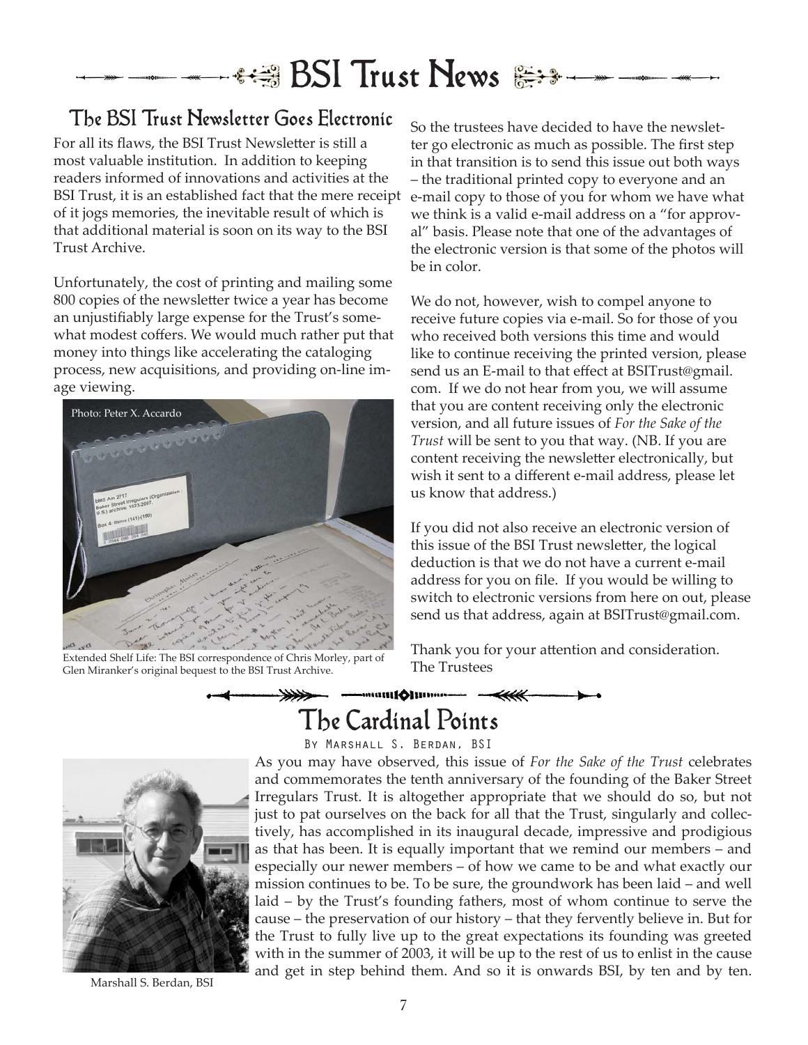# BSI Trust News

## The BSI Trust Newsletter Goes Electronic

For all its flaws, the BSI Trust Newsletter is still a most valuable institution. In addition to keeping readers informed of innovations and activities at the BSI Trust, it is an established fact that the mere receipt of it jogs memories, the inevitable result of which is that additional material is soon on its way to the BSI Trust Archive.

Unfortunately, the cost of printing and mailing some 800 copies of the newsletter twice a year has become an unjustifiably large expense for the Trust's somewhat modest coffers. We would much rather put that money into things like accelerating the cataloging process, new acquisitions, and providing on-line image viewing.

Photo: Peter X. Accardo

Extended Shelf Life: The BSI correspondence of Chris Morley, part of Glen Miranker's original bequest to the BSI Trust Archive.

So the trustees have decided to have the newsletter go electronic as much as possible. The first step in that transition is to send this issue out both ways – the traditional printed copy to everyone and an e-mail copy to those of you for whom we have what we think is a valid e-mail address on a "for approval" basis. Please note that one of the advantages of the electronic version is that some of the photos will be in color.

We do not, however, wish to compel anyone to receive future copies via e-mail. So for those of you who received both versions this time and would like to continue receiving the printed version, please send us an E-mail to that effect at BSITrust@gmail.com. If we do not hear from you, we will assume that you are content receiving only the electronic version, and all future issues of *For the Sake of the Trust* will be sent to you that way. (NB. If you are content receiving the newsletter electronically, but wish it sent to a different e-mail address, please let us know that address.)

If you did not also receive an electronic version of this issue of the BSI Trust newsletter, the logical deduction is that we do not have a current e-mail address for you on file. If you would be willing to switch to electronic versions from here on out, please send us that address, again at BSITrust@gmail.com.

Thank you for your attention and consideration.
The Trustees

## The Cardinal Points

By Marshall S. Berdan, BSI

Marshall S. Berdan, BSI

As you may have observed, this issue of *For the Sake of the Trust* celebrates and commemorates the tenth anniversary of the founding of the Baker Street Irregulars Trust. It is altogether appropriate that we should do so, but not just to pat ourselves on the back for all that the Trust, singularly and collectively, has accomplished in its inaugural decade, impressive and prodigious as that has been. It is equally important that we remind our members – and especially our newer members – of how we came to be and what exactly our mission continues to be. To be sure, the groundwork has been laid – and well laid – by the Trust's founding fathers, most of whom continue to serve the cause – the preservation of our history – that they fervently believe in. But for the Trust to fully live up to the great expectations its founding was greeted with in the summer of 2003, it will be up to the rest of us to enlist in the cause and get in step behind them. And so it is onwards BSI, by ten and by ten.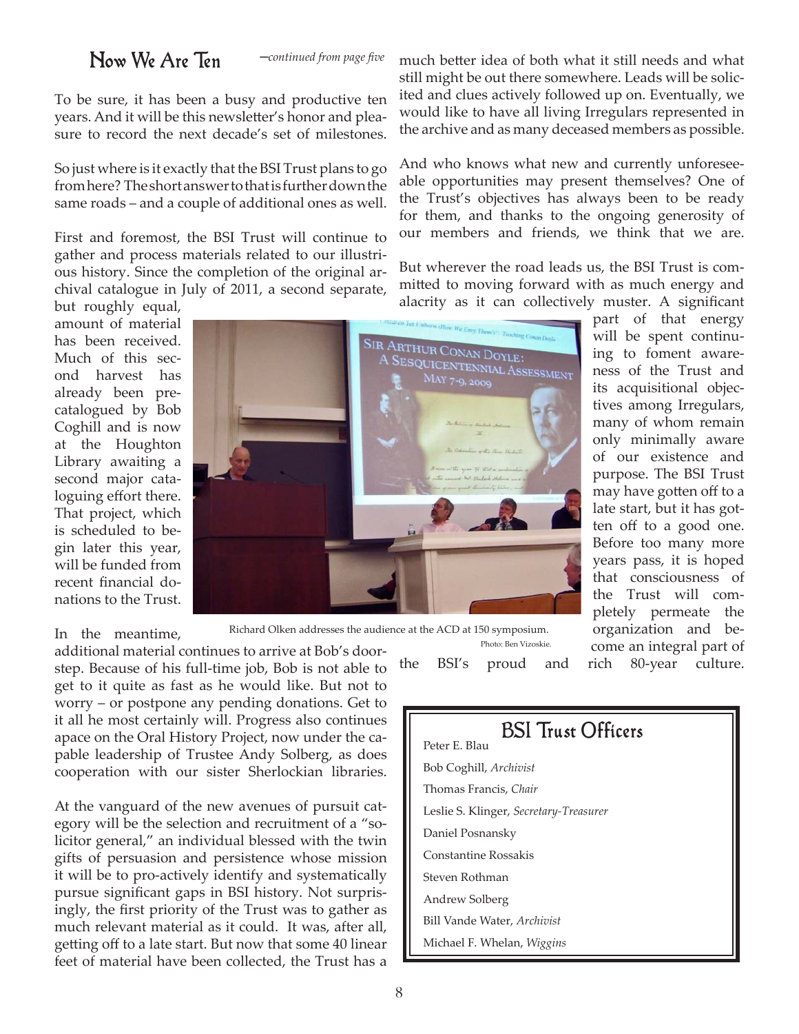## Now We Are Ten

*—continued from page five*

To be sure, it has been a busy and productive ten years. And it will be this newsletter's honor and pleasure to record the next decade's set of milestones.

So just where is it exactly that the BSI Trust plans to go from here? The short answer to that is further down the same roads – and a couple of additional ones as well.

First and foremost, the BSI Trust will continue to gather and process materials related to our illustrious history. Since the completion of the original archival catalogue in July of 2011, a second separate, but roughly equal, amount of material has been received. Much of this second harvest has already been pre-catalogued by Bob Coghill and is now at the Houghton Library awaiting a second major cataloguing effort there. That project, which is scheduled to begin later this year, will be funded from recent financial donations to the Trust.

In the meantime, additional material continues to arrive at Bob's doorstep. Because of his full-time job, Bob is not able to get to it quite as fast as he would like. But not to worry – or postpone any pending donations. Get to it all he most certainly will. Progress also continues apace on the Oral History Project, now under the capable leadership of Trustee Andy Solberg, as does cooperation with our sister Sherlockian libraries.

At the vanguard of the new avenues of pursuit category will be the selection and recruitment of a "solicitor general," an individual blessed with the twin gifts of persuasion and persistence whose mission it will be to pro-actively identify and systematically pursue significant gaps in BSI history. Not surprisingly, the first priority of the Trust was to gather as much relevant material as it could. It was, after all, getting off to a late start. But now that some 40 linear feet of material have been collected, the Trust has a much better idea of both what it still needs and what still might be out there somewhere. Leads will be solicited and clues actively followed up on. Eventually, we would like to have all living Irregulars represented in the archive and as many deceased members as possible.

And who knows what new and currently unforeseeable opportunities may present themselves? One of the Trust's objectives has always been to be ready for them, and thanks to the ongoing generosity of our members and friends, we think that we are.

But wherever the road leads us, the BSI Trust is committed to moving forward with as much energy and alacrity as it can collectively muster. A significant part of that energy will be spent continuing to foment awareness of the Trust and its acquisitional objectives among Irregulars, many of whom remain only minimally aware of our existence and purpose. The BSI Trust may have gotten off to a late start, but it has gotten off to a good one. Before too many more years pass, it is hoped that consciousness of the Trust will completely permeate the organization and become an integral part of the BSI's proud and rich 80-year culture.

Richard Olken addresses the audience at the ACD at 150 symposium.
Photo: Ben Vizoskie.

## BSI Trust Officers

Peter E. Blau

Bob Coghill, *Archivist*

Thomas Francis, *Chair*

Leslie S. Klinger, *Secretary-Treasurer*

Daniel Posnansky

Constantine Rossakis

Steven Rothman

Andrew Solberg

Bill Vande Water, *Archivist*

Michael F. Whelan, *Wiggins*